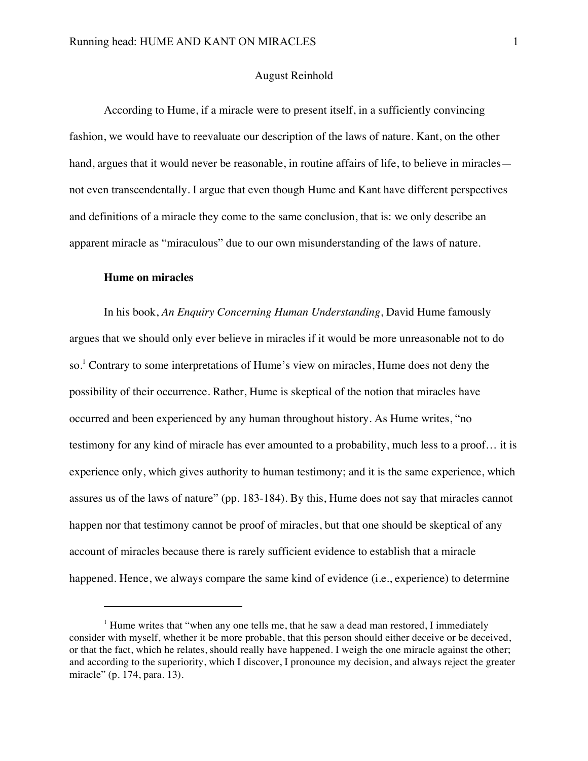August Reinhold

According to Hume, if a miracle were to present itself, in a sufficiently convincing fashion, we would have to reevaluate our description of the laws of nature. Kant, on the other hand, argues that it would never be reasonable, in routine affairs of life, to believe in miracles—not even transcendentally. I argue that even though Hume and Kant have different perspectives and definitions of a miracle they come to the same conclusion, that is: we only describe an apparent miracle as "miraculous" due to our own misunderstanding of the laws of nature.

**Hume on miracles**

In his book, *An Enquiry Concerning Human Understanding*, David Hume famously argues that we should only ever believe in miracles if it would be more unreasonable not to do so.[1] Contrary to some interpretations of Hume's view on miracles, Hume does not deny the possibility of their occurrence. Rather, Hume is skeptical of the notion that miracles have occurred and been experienced by any human throughout history. As Hume writes, "no testimony for any kind of miracle has ever amounted to a probability, much less to a proof… it is experience only, which gives authority to human testimony; and it is the same experience, which assures us of the laws of nature" (pp. 183-184). By this, Hume does not say that miracles cannot happen nor that testimony cannot be proof of miracles, but that one should be skeptical of any account of miracles because there is rarely sufficient evidence to establish that a miracle happened. Hence, we always compare the same kind of evidence (i.e., experience) to determine

[1] Hume writes that "when any one tells me, that he saw a dead man restored, I immediately consider with myself, whether it be more probable, that this person should either deceive or be deceived, or that the fact, which he relates, should really have happened. I weigh the one miracle against the other; and according to the superiority, which I discover, I pronounce my decision, and always reject the greater miracle" (p. 174, para. 13).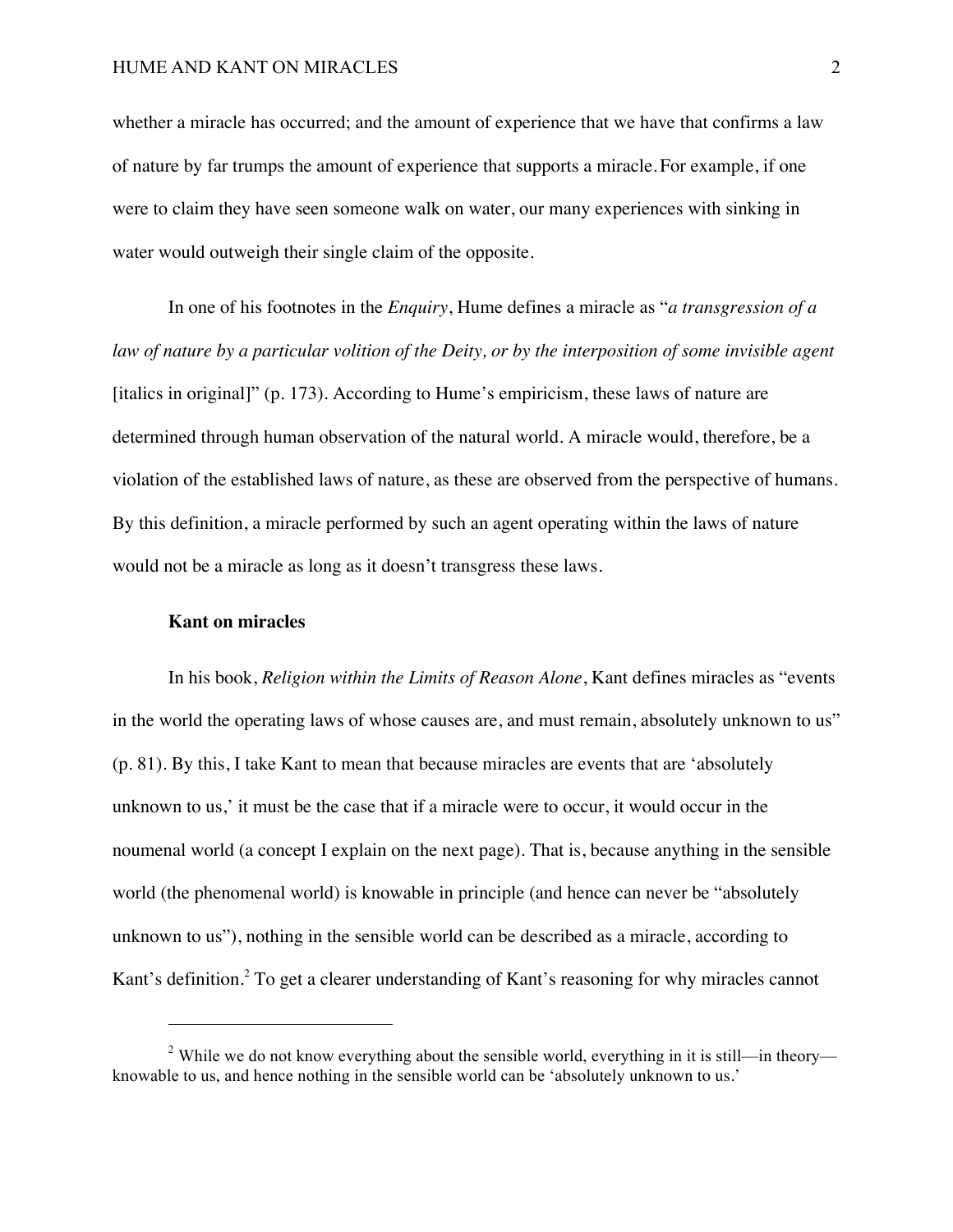whether a miracle has occurred; and the amount of experience that we have that confirms a law of nature by far trumps the amount of experience that supports a miracle. For example, if one were to claim they have seen someone walk on water, our many experiences with sinking in water would outweigh their single claim of the opposite.

In one of his footnotes in the *Enquiry*, Hume defines a miracle as "*a transgression of a law of nature by a particular volition of the Deity, or by the interposition of some invisible agent* [italics in original]" (p. 173). According to Hume's empiricism, these laws of nature are determined through human observation of the natural world. A miracle would, therefore, be a violation of the established laws of nature, as these are observed from the perspective of humans. By this definition, a miracle performed by such an agent operating within the laws of nature would not be a miracle as long as it doesn't transgress these laws.

### Kant on miracles

In his book, *Religion within the Limits of Reason Alone*, Kant defines miracles as "events in the world the operating laws of whose causes are, and must remain, absolutely unknown to us" (p. 81). By this, I take Kant to mean that because miracles are events that are 'absolutely unknown to us,' it must be the case that if a miracle were to occur, it would occur in the noumenal world (a concept I explain on the next page). That is, because anything in the sensible world (the phenomenal world) is knowable in principle (and hence can never be "absolutely unknown to us"), nothing in the sensible world can be described as a miracle, according to Kant's definition.[2] To get a clearer understanding of Kant's reasoning for why miracles cannot

---

[2] While we do not know everything about the sensible world, everything in it is still—in theory—knowable to us, and hence nothing in the sensible world can be 'absolutely unknown to us.'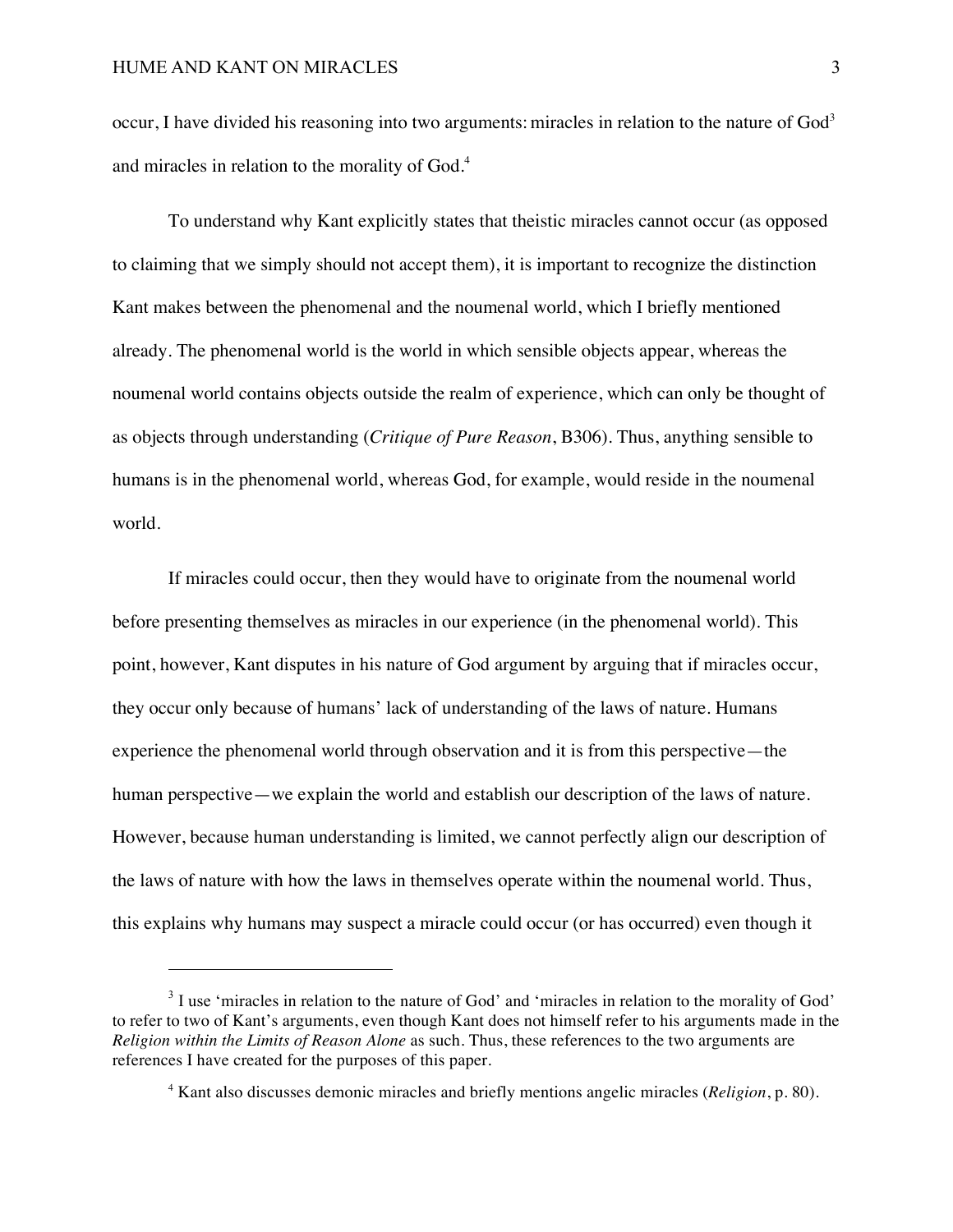occur, I have divided his reasoning into two arguments: miracles in relation to the nature of God[3] and miracles in relation to the morality of God.[4]

To understand why Kant explicitly states that theistic miracles cannot occur (as opposed to claiming that we simply should not accept them), it is important to recognize the distinction Kant makes between the phenomenal and the noumenal world, which I briefly mentioned already. The phenomenal world is the world in which sensible objects appear, whereas the noumenal world contains objects outside the realm of experience, which can only be thought of as objects through understanding (*Critique of Pure Reason*, B306). Thus, anything sensible to humans is in the phenomenal world, whereas God, for example, would reside in the noumenal world.

If miracles could occur, then they would have to originate from the noumenal world before presenting themselves as miracles in our experience (in the phenomenal world). This point, however, Kant disputes in his nature of God argument by arguing that if miracles occur, they occur only because of humans' lack of understanding of the laws of nature. Humans experience the phenomenal world through observation and it is from this perspective—the human perspective—we explain the world and establish our description of the laws of nature. However, because human understanding is limited, we cannot perfectly align our description of the laws of nature with how the laws in themselves operate within the noumenal world. Thus, this explains why humans may suspect a miracle could occur (or has occurred) even though it

[3] I use 'miracles in relation to the nature of God' and 'miracles in relation to the morality of God' to refer to two of Kant's arguments, even though Kant does not himself refer to his arguments made in the *Religion within the Limits of Reason Alone* as such. Thus, these references to the two arguments are references I have created for the purposes of this paper.

[4] Kant also discusses demonic miracles and briefly mentions angelic miracles (*Religion*, p. 80).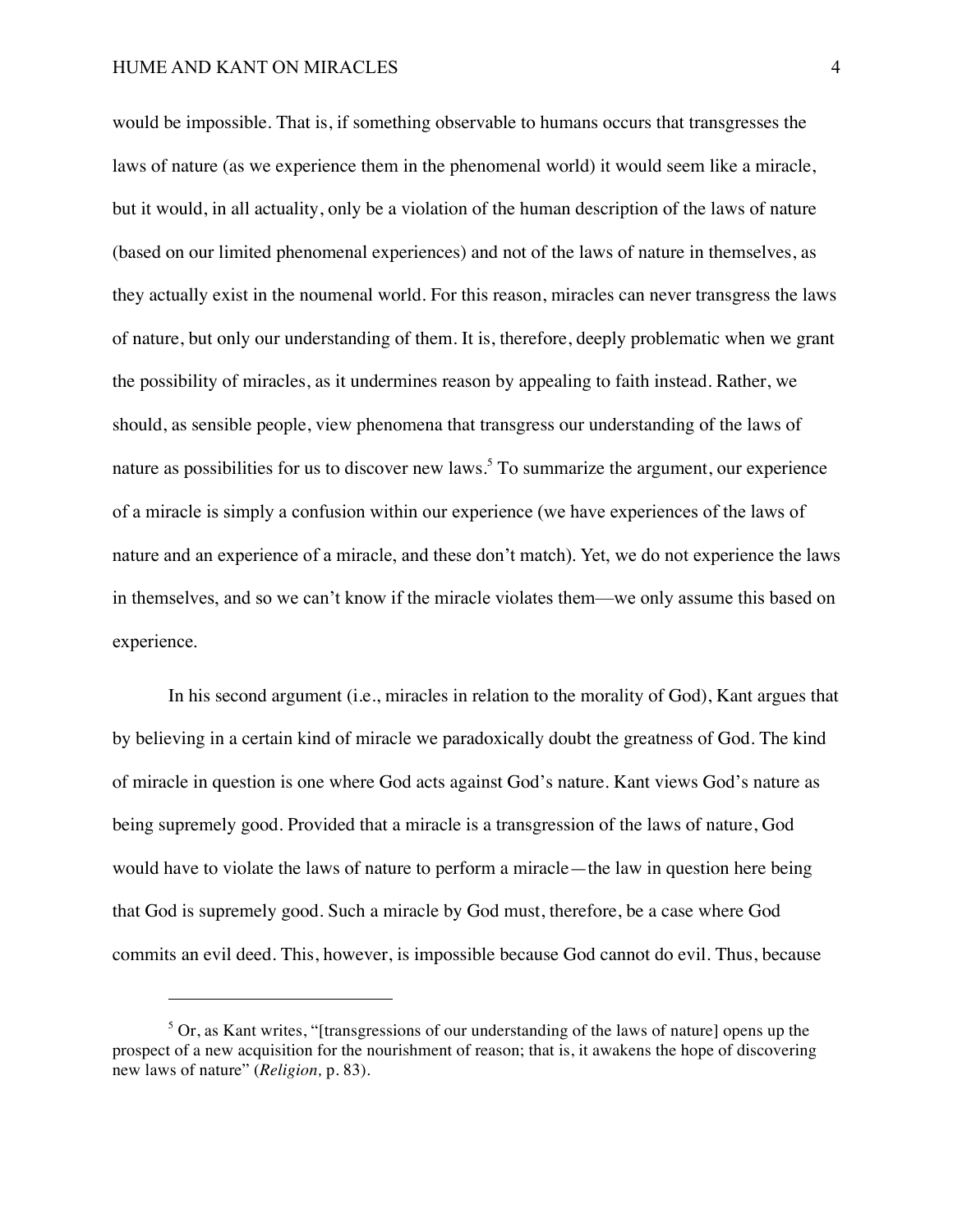would be impossible. That is, if something observable to humans occurs that transgresses the laws of nature (as we experience them in the phenomenal world) it would seem like a miracle, but it would, in all actuality, only be a violation of the human description of the laws of nature (based on our limited phenomenal experiences) and not of the laws of nature in themselves, as they actually exist in the noumenal world. For this reason, miracles can never transgress the laws of nature, but only our understanding of them. It is, therefore, deeply problematic when we grant the possibility of miracles, as it undermines reason by appealing to faith instead. Rather, we should, as sensible people, view phenomena that transgress our understanding of the laws of nature as possibilities for us to discover new laws.[5] To summarize the argument, our experience of a miracle is simply a confusion within our experience (we have experiences of the laws of nature and an experience of a miracle, and these don't match). Yet, we do not experience the laws in themselves, and so we can't know if the miracle violates them—we only assume this based on experience.

In his second argument (i.e., miracles in relation to the morality of God), Kant argues that by believing in a certain kind of miracle we paradoxically doubt the greatness of God. The kind of miracle in question is one where God acts against God's nature. Kant views God's nature as being supremely good. Provided that a miracle is a transgression of the laws of nature, God would have to violate the laws of nature to perform a miracle—the law in question here being that God is supremely good. Such a miracle by God must, therefore, be a case where God commits an evil deed. This, however, is impossible because God cannot do evil. Thus, because

---

[5] Or, as Kant writes, "[transgressions of our understanding of the laws of nature] opens up the prospect of a new acquisition for the nourishment of reason; that is, it awakens the hope of discovering new laws of nature" (*Religion,* p. 83).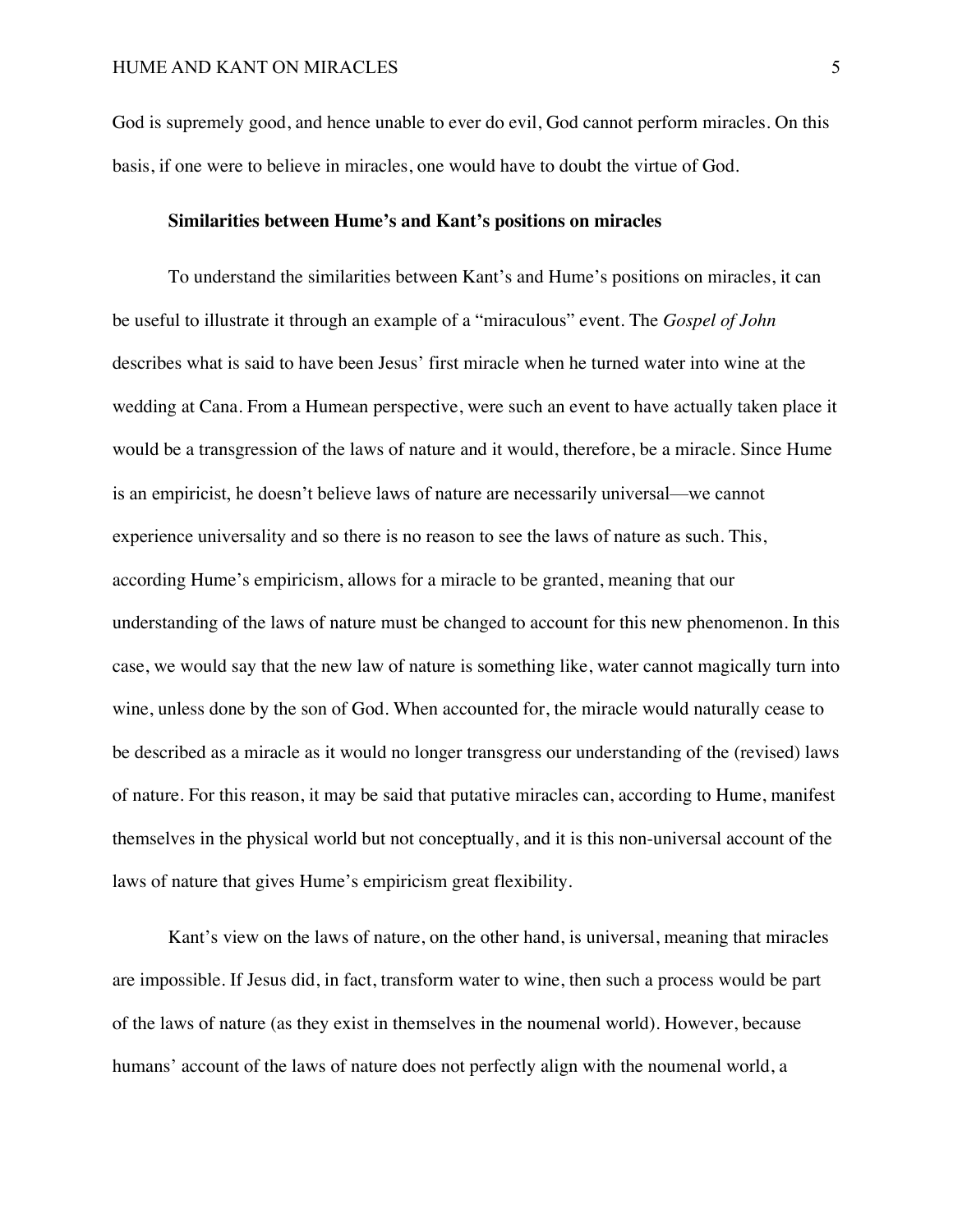God is supremely good, and hence unable to ever do evil, God cannot perform miracles. On this basis, if one were to believe in miracles, one would have to doubt the virtue of God.

### Similarities between Hume's and Kant's positions on miracles

To understand the similarities between Kant's and Hume's positions on miracles, it can be useful to illustrate it through an example of a "miraculous" event. The *Gospel of John* describes what is said to have been Jesus' first miracle when he turned water into wine at the wedding at Cana. From a Humean perspective, were such an event to have actually taken place it would be a transgression of the laws of nature and it would, therefore, be a miracle. Since Hume is an empiricist, he doesn't believe laws of nature are necessarily universal—we cannot experience universality and so there is no reason to see the laws of nature as such. This, according Hume's empiricism, allows for a miracle to be granted, meaning that our understanding of the laws of nature must be changed to account for this new phenomenon. In this case, we would say that the new law of nature is something like, water cannot magically turn into wine, unless done by the son of God. When accounted for, the miracle would naturally cease to be described as a miracle as it would no longer transgress our understanding of the (revised) laws of nature. For this reason, it may be said that putative miracles can, according to Hume, manifest themselves in the physical world but not conceptually, and it is this non-universal account of the laws of nature that gives Hume's empiricism great flexibility.

Kant's view on the laws of nature, on the other hand, is universal, meaning that miracles are impossible. If Jesus did, in fact, transform water to wine, then such a process would be part of the laws of nature (as they exist in themselves in the noumenal world). However, because humans' account of the laws of nature does not perfectly align with the noumenal world, a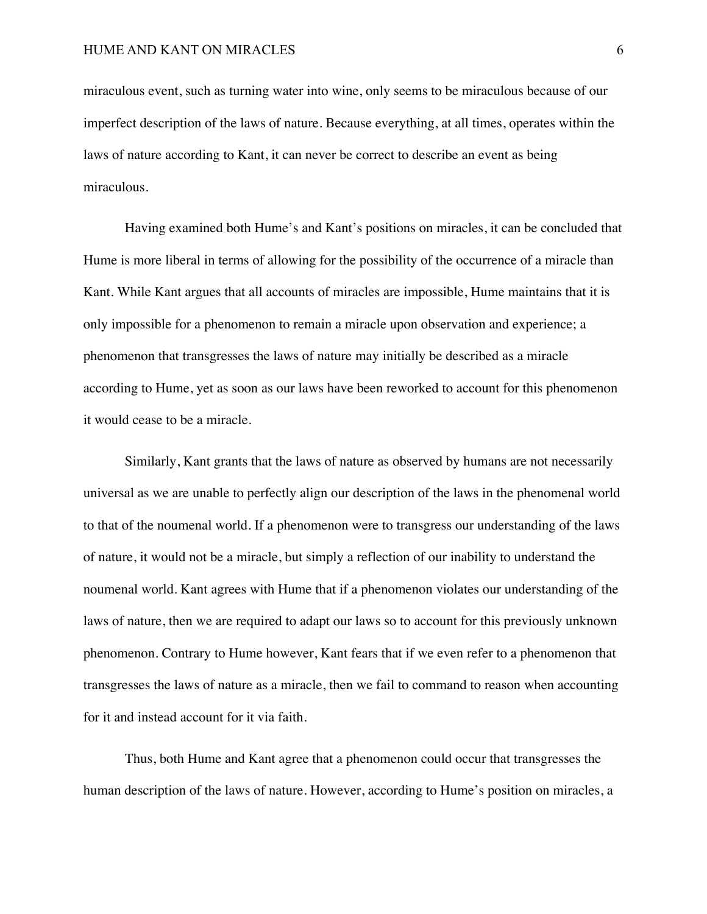miraculous event, such as turning water into wine, only seems to be miraculous because of our imperfect description of the laws of nature. Because everything, at all times, operates within the laws of nature according to Kant, it can never be correct to describe an event as being miraculous.

Having examined both Hume's and Kant's positions on miracles, it can be concluded that Hume is more liberal in terms of allowing for the possibility of the occurrence of a miracle than Kant. While Kant argues that all accounts of miracles are impossible, Hume maintains that it is only impossible for a phenomenon to remain a miracle upon observation and experience; a phenomenon that transgresses the laws of nature may initially be described as a miracle according to Hume, yet as soon as our laws have been reworked to account for this phenomenon it would cease to be a miracle.

Similarly, Kant grants that the laws of nature as observed by humans are not necessarily universal as we are unable to perfectly align our description of the laws in the phenomenal world to that of the noumenal world. If a phenomenon were to transgress our understanding of the laws of nature, it would not be a miracle, but simply a reflection of our inability to understand the noumenal world. Kant agrees with Hume that if a phenomenon violates our understanding of the laws of nature, then we are required to adapt our laws so to account for this previously unknown phenomenon. Contrary to Hume however, Kant fears that if we even refer to a phenomenon that transgresses the laws of nature as a miracle, then we fail to command to reason when accounting for it and instead account for it via faith.

Thus, both Hume and Kant agree that a phenomenon could occur that transgresses the human description of the laws of nature. However, according to Hume's position on miracles, a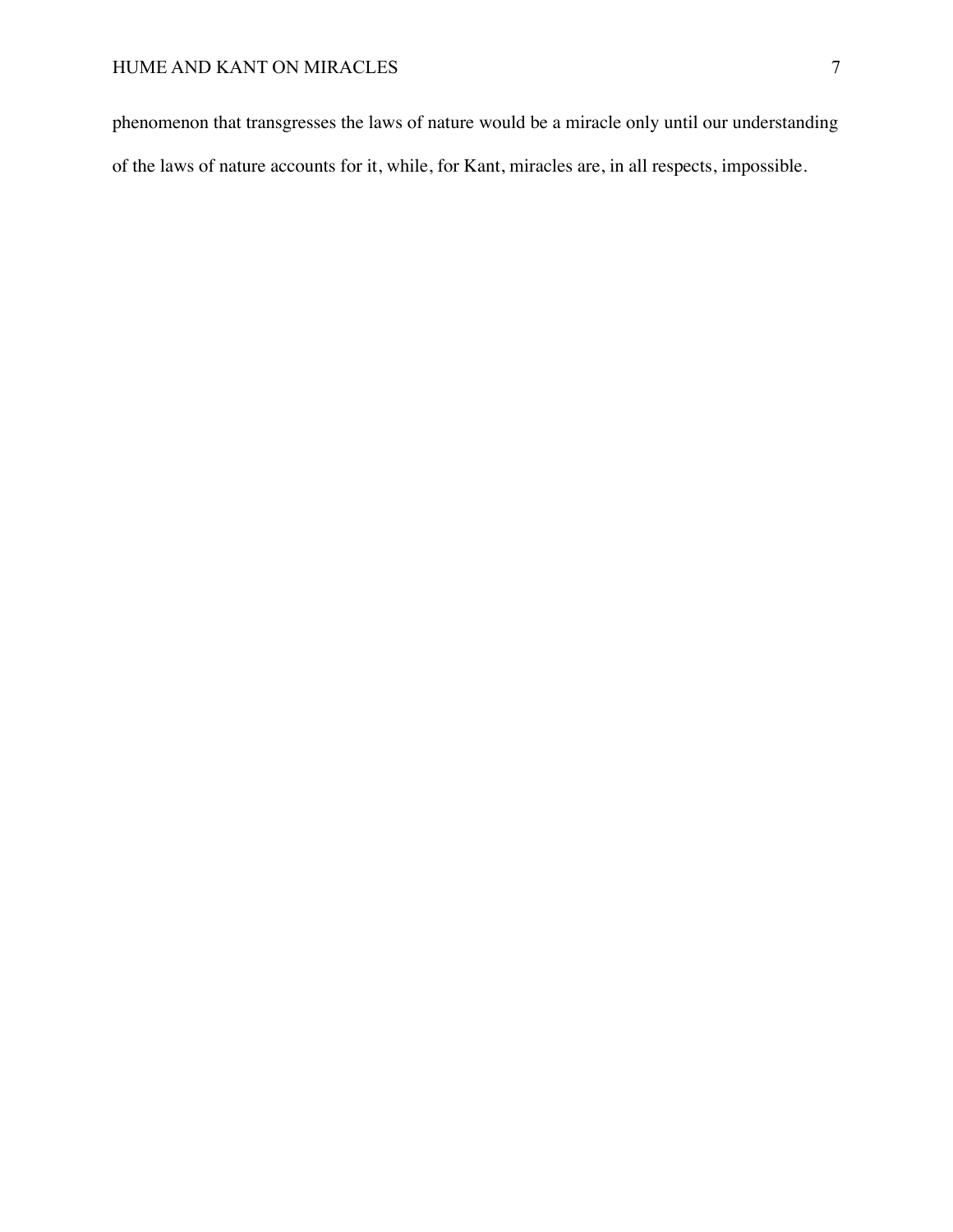phenomenon that transgresses the laws of nature would be a miracle only until our understanding of the laws of nature accounts for it, while, for Kant, miracles are, in all respects, impossible.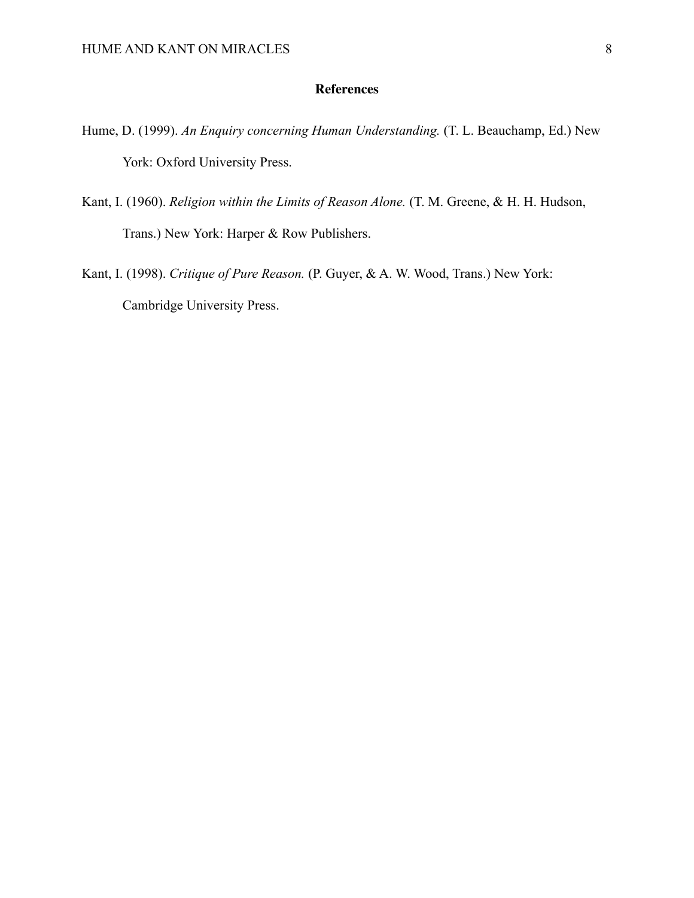## References

Hume, D. (1999). *An Enquiry concerning Human Understanding.* (T. L. Beauchamp, Ed.) New York: Oxford University Press.

Kant, I. (1960). *Religion within the Limits of Reason Alone.* (T. M. Greene, & H. H. Hudson, Trans.) New York: Harper & Row Publishers.

Kant, I. (1998). *Critique of Pure Reason.* (P. Guyer, & A. W. Wood, Trans.) New York: Cambridge University Press.